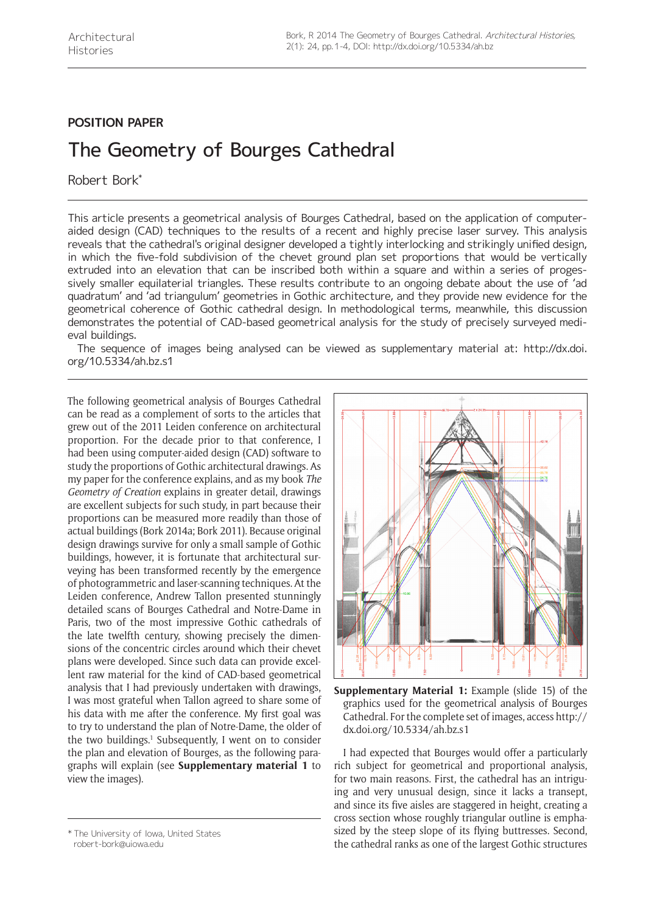POSITION PAPER

# The Geometry of Bourges Cathedral

Robert Bork*

This article presents a geometrical analysis of Bourges Cathedral, based on the application of computer-aided design (CAD) techniques to the results of a recent and highly precise laser survey. This analysis reveals that the cathedral's original designer developed a tightly interlocking and strikingly unified design, in which the five-fold subdivision of the chevet ground plan set proportions that would be vertically extruded into an elevation that can be inscribed both within a square and within a series of progessively smaller equilaterial triangles. These results contribute to an ongoing debate about the use of 'ad quadratum' and 'ad triangulum' geometries in Gothic architecture, and they provide new evidence for the geometrical coherence of Gothic cathedral design. In methodological terms, meanwhile, this discussion demonstrates the potential of CAD-based geometrical analysis for the study of precisely surveyed medieval buildings.

The sequence of images being analysed can be viewed as supplementary material at: http://dx.doi.org/10.5334/ah.bz.s1

The following geometrical analysis of Bourges Cathedral can be read as a complement of sorts to the articles that grew out of the 2011 Leiden conference on architectural proportion. For the decade prior to that conference, I had been using computer-aided design (CAD) software to study the proportions of Gothic architectural drawings. As my paper for the conference explains, and as my book *The Geometry of Creation* explains in greater detail, drawings are excellent subjects for such study, in part because their proportions can be measured more readily than those of actual buildings (Bork 2014a; Bork 2011). Because original design drawings survive for only a small sample of Gothic buildings, however, it is fortunate that architectural surveying has been transformed recently by the emergence of photogrammetric and laser-scanning techniques. At the Leiden conference, Andrew Tallon presented stunningly detailed scans of Bourges Cathedral and Notre-Dame in Paris, two of the most impressive Gothic cathedrals of the late twelfth century, showing precisely the dimensions of the concentric circles around which their chevet plans were developed. Since such data can provide excellent raw material for the kind of CAD-based geometrical analysis that I had previously undertaken with drawings, I was most grateful when Tallon agreed to share some of his data with me after the conference. My first goal was to try to understand the plan of Notre-Dame, the older of the two buildings.[1] Subsequently, I went on to consider the plan and elevation of Bourges, as the following paragraphs will explain (see **Supplementary material 1** to view the images).

**Supplementary Material 1:** Example (slide 15) of the graphics used for the geometrical analysis of Bourges Cathedral. For the complete set of images, access http://dx.doi.org/10.5334/ah.bz.s1

I had expected that Bourges would offer a particularly rich subject for geometrical and proportional analysis, for two main reasons. First, the cathedral has an intriguing and very unusual design, since it lacks a transept, and since its five aisles are staggered in height, creating a cross section whose roughly triangular outline is emphasized by the steep slope of its flying buttresses. Second, the cathedral ranks as one of the largest Gothic structures

* The University of Iowa, United States
robert-bork@uiowa.edu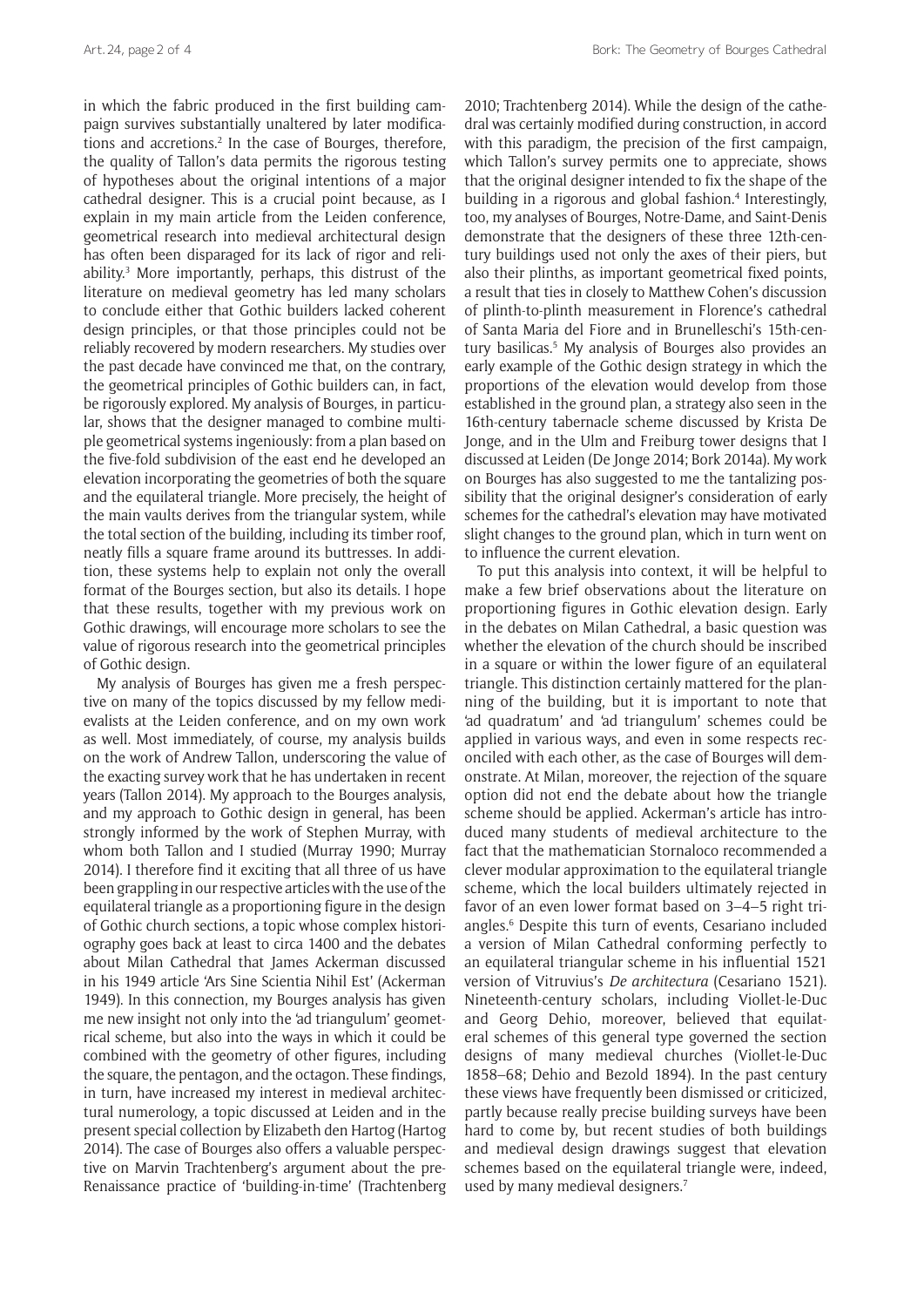in which the fabric produced in the first building campaign survives substantially unaltered by later modifications and accretions.[2] In the case of Bourges, therefore, the quality of Tallon's data permits the rigorous testing of hypotheses about the original intentions of a major cathedral designer. This is a crucial point because, as I explain in my main article from the Leiden conference, geometrical research into medieval architectural design has often been disparaged for its lack of rigor and reliability.[3] More importantly, perhaps, this distrust of the literature on medieval geometry has led many scholars to conclude either that Gothic builders lacked coherent design principles, or that those principles could not be reliably recovered by modern researchers. My studies over the past decade have convinced me that, on the contrary, the geometrical principles of Gothic builders can, in fact, be rigorously explored. My analysis of Bourges, in particular, shows that the designer managed to combine multiple geometrical systems ingeniously: from a plan based on the five-fold subdivision of the east end he developed an elevation incorporating the geometries of both the square and the equilateral triangle. More precisely, the height of the main vaults derives from the triangular system, while the total section of the building, including its timber roof, neatly fills a square frame around its buttresses. In addition, these systems help to explain not only the overall format of the Bourges section, but also its details. I hope that these results, together with my previous work on Gothic drawings, will encourage more scholars to see the value of rigorous research into the geometrical principles of Gothic design.

My analysis of Bourges has given me a fresh perspective on many of the topics discussed by my fellow medievalists at the Leiden conference, and on my own work as well. Most immediately, of course, my analysis builds on the work of Andrew Tallon, underscoring the value of the exacting survey work that he has undertaken in recent years (Tallon 2014). My approach to the Bourges analysis, and my approach to Gothic design in general, has been strongly informed by the work of Stephen Murray, with whom both Tallon and I studied (Murray 1990; Murray 2014). I therefore find it exciting that all three of us have been grappling in our respective articles with the use of the equilateral triangle as a proportioning figure in the design of Gothic church sections, a topic whose complex historiography goes back at least to circa 1400 and the debates about Milan Cathedral that James Ackerman discussed in his 1949 article 'Ars Sine Scientia Nihil Est' (Ackerman 1949). In this connection, my Bourges analysis has given me new insight not only into the 'ad triangulum' geometrical scheme, but also into the ways in which it could be combined with the geometry of other figures, including the square, the pentagon, and the octagon. These findings, in turn, have increased my interest in medieval architectural numerology, a topic discussed at Leiden and in the present special collection by Elizabeth den Hartog (Hartog 2014). The case of Bourges also offers a valuable perspective on Marvin Trachtenberg's argument about the pre-Renaissance practice of 'building-in-time' (Trachtenberg 2010; Trachtenberg 2014). While the design of the cathedral was certainly modified during construction, in accord with this paradigm, the precision of the first campaign, which Tallon's survey permits one to appreciate, shows that the original designer intended to fix the shape of the building in a rigorous and global fashion.[4] Interestingly, too, my analyses of Bourges, Notre-Dame, and Saint-Denis demonstrate that the designers of these three 12th-century buildings used not only the axes of their piers, but also their plinths, as important geometrical fixed points, a result that ties in closely to Matthew Cohen's discussion of plinth-to-plinth measurement in Florence's cathedral of Santa Maria del Fiore and in Brunelleschi's 15th-century basilicas.[5] My analysis of Bourges also provides an early example of the Gothic design strategy in which the proportions of the elevation would develop from those established in the ground plan, a strategy also seen in the 16th-century tabernacle scheme discussed by Krista De Jonge, and in the Ulm and Freiburg tower designs that I discussed at Leiden (De Jonge 2014; Bork 2014a). My work on Bourges has also suggested to me the tantalizing possibility that the original designer's consideration of early schemes for the cathedral's elevation may have motivated slight changes to the ground plan, which in turn went on to influence the current elevation.

To put this analysis into context, it will be helpful to make a few brief observations about the literature on proportioning figures in Gothic elevation design. Early in the debates on Milan Cathedral, a basic question was whether the elevation of the church should be inscribed in a square or within the lower figure of an equilateral triangle. This distinction certainly mattered for the planning of the building, but it is important to note that 'ad quadratum' and 'ad triangulum' schemes could be applied in various ways, and even in some respects reconciled with each other, as the case of Bourges will demonstrate. At Milan, moreover, the rejection of the square option did not end the debate about how the triangle scheme should be applied. Ackerman's article has introduced many students of medieval architecture to the fact that the mathematician Stornaloco recommended a clever modular approximation to the equilateral triangle scheme, which the local builders ultimately rejected in favor of an even lower format based on 3–4–5 right triangles.[6] Despite this turn of events, Cesariano included a version of Milan Cathedral conforming perfectly to an equilateral triangular scheme in his influential 1521 version of Vitruvius's *De architectura* (Cesariano 1521). Nineteenth-century scholars, including Viollet-le-Duc and Georg Dehio, moreover, believed that equilateral schemes of this general type governed the section designs of many medieval churches (Viollet-le-Duc 1858–68; Dehio and Bezold 1894). In the past century these views have frequently been dismissed or criticized, partly because really precise building surveys have been hard to come by, but recent studies of both buildings and medieval design drawings suggest that elevation schemes based on the equilateral triangle were, indeed, used by many medieval designers.[7]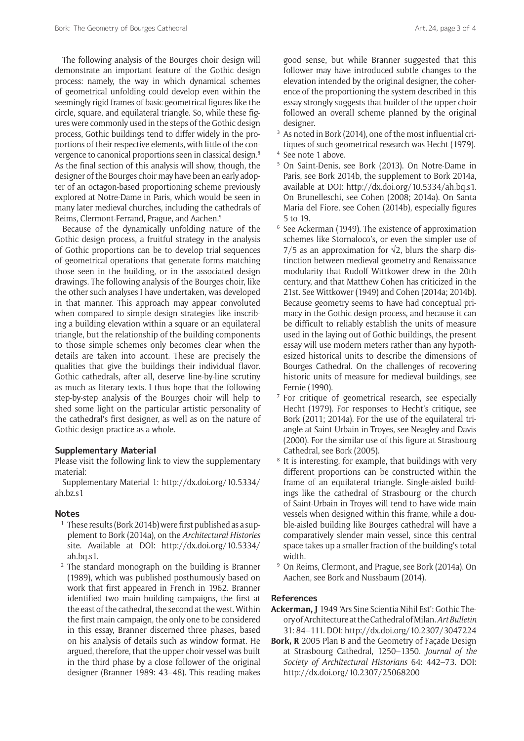The following analysis of the Bourges choir design will demonstrate an important feature of the Gothic design process: namely, the way in which dynamical schemes of geometrical unfolding could develop even within the seemingly rigid frames of basic geometrical figures like the circle, square, and equilateral triangle. So, while these figures were commonly used in the steps of the Gothic design process, Gothic buildings tend to differ widely in the proportions of their respective elements, with little of the convergence to canonical proportions seen in classical design.[8] As the final section of this analysis will show, though, the designer of the Bourges choir may have been an early adopter of an octagon-based proportioning scheme previously explored at Notre-Dame in Paris, which would be seen in many later medieval churches, including the cathedrals of Reims, Clermont-Ferrand, Prague, and Aachen.[9]

Because of the dynamically unfolding nature of the Gothic design process, a fruitful strategy in the analysis of Gothic proportions can be to develop trial sequences of geometrical operations that generate forms matching those seen in the building, or in the associated design drawings. The following analysis of the Bourges choir, like the other such analyses I have undertaken, was developed in that manner. This approach may appear convoluted when compared to simple design strategies like inscribing a building elevation within a square or an equilateral triangle, but the relationship of the building components to those simple schemes only becomes clear when the details are taken into account. These are precisely the qualities that give the buildings their individual flavor. Gothic cathedrals, after all, deserve line-by-line scrutiny as much as literary texts. I thus hope that the following step-by-step analysis of the Bourges choir will help to shed some light on the particular artistic personality of the cathedral's first designer, as well as on the nature of Gothic design practice as a whole.

## Supplementary Material

Please visit the following link to view the supplementary material:

Supplementary Material 1: http://dx.doi.org/10.5334/ah.bz.s1

## Notes

1. These results (Bork 2014b) were first published as a supplement to Bork (2014a), on the *Architectural Histories* site. Available at DOI: http://dx.doi.org/10.5334/ah.bq.s1.
2. The standard monograph on the building is Branner (1989), which was published posthumously based on work that first appeared in French in 1962. Branner identified two main building campaigns, the first at the east of the cathedral, the second at the west. Within the first main campaign, the only one to be considered in this essay, Branner discerned three phases, based on his analysis of details such as window format. He argued, therefore, that the upper choir vessel was built in the third phase by a close follower of the original designer (Branner 1989: 43–48). This reading makes good sense, but while Branner suggested that this follower may have introduced subtle changes to the elevation intended by the original designer, the coherence of the proportioning the system described in this essay strongly suggests that builder of the upper choir followed an overall scheme planned by the original designer.
3. As noted in Bork (2014), one of the most influential critiques of such geometrical research was Hecht (1979).
4. See note 1 above.
5. On Saint-Denis, see Bork (2013). On Notre-Dame in Paris, see Bork 2014b, the supplement to Bork 2014a, available at DOI: http://dx.doi.org/10.5334/ah.bq.s1. On Brunelleschi, see Cohen (2008; 2014a). On Santa Maria del Fiore, see Cohen (2014b), especially figures 5 to 19.
6. See Ackerman (1949). The existence of approximation schemes like Stornaloco's, or even the simpler use of 7/5 as an approximation for $\sqrt{2}$, blurs the sharp distinction between medieval geometry and Renaissance modularity that Rudolf Wittkower drew in the 20th century, and that Matthew Cohen has criticized in the 21st. See Wittkower (1949) and Cohen (2014a; 2014b). Because geometry seems to have had conceptual primacy in the Gothic design process, and because it can be difficult to reliably establish the units of measure used in the laying out of Gothic buildings, the present essay will use modern meters rather than any hypothesized historical units to describe the dimensions of Bourges Cathedral. On the challenges of recovering historic units of measure for medieval buildings, see Fernie (1990).
7. For critique of geometrical research, see especially Hecht (1979). For responses to Hecht's critique, see Bork (2011; 2014a). For the use of the equilateral triangle at Saint-Urbain in Troyes, see Neagley and Davis (2000). For the similar use of this figure at Strasbourg Cathedral, see Bork (2005).
8. It is interesting, for example, that buildings with very different proportions can be constructed within the frame of an equilateral triangle. Single-aisled buildings like the cathedral of Strasbourg or the church of Saint-Urbain in Troyes will tend to have wide main vessels when designed within this frame, while a double-aisled building like Bourges cathedral will have a comparatively slender main vessel, since this central space takes up a smaller fraction of the building's total width.
9. On Reims, Clermont, and Prague, see Bork (2014a). On Aachen, see Bork and Nussbaum (2014).

## References

**Ackerman, J** 1949 'Ars Sine Scientia Nihil Est': Gothic Theory of Architecture at the Cathedral of Milan. *Art Bulletin* 31: 84–111. DOI: http://dx.doi.org/10.2307/3047224

**Bork, R** 2005 Plan B and the Geometry of Façade Design at Strasbourg Cathedral, 1250–1350. *Journal of the Society of Architectural Historians* 64: 442–73. DOI: http://dx.doi.org/10.2307/25068200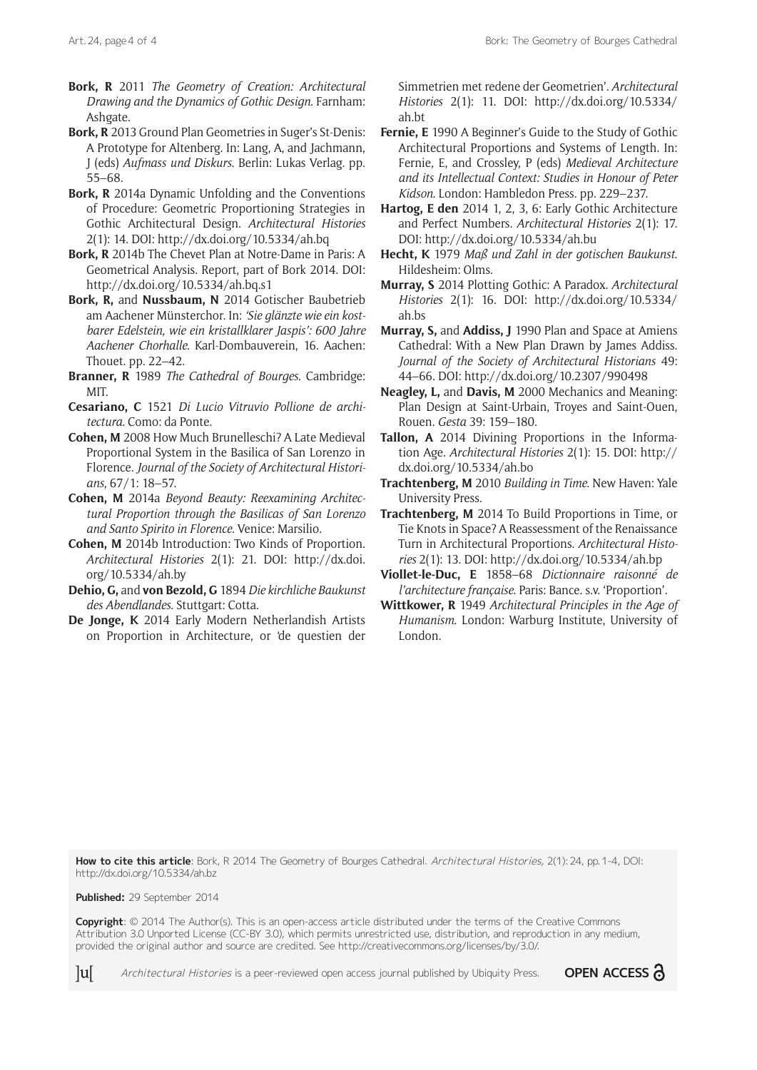**Bork, R** 2011 *The Geometry of Creation: Architectural Drawing and the Dynamics of Gothic Design*. Farnham: Ashgate.

**Bork, R** 2013 Ground Plan Geometries in Suger's St-Denis: A Prototype for Altenberg. In: Lang, A, and Jachmann, J (eds) *Aufmass und Diskurs*. Berlin: Lukas Verlag. pp. 55–68.

**Bork, R** 2014a Dynamic Unfolding and the Conventions of Procedure: Geometric Proportioning Strategies in Gothic Architectural Design. *Architectural Histories* 2(1): 14. DOI: http://dx.doi.org/10.5334/ah.bq

**Bork, R** 2014b The Chevet Plan at Notre-Dame in Paris: A Geometrical Analysis. Report, part of Bork 2014. DOI: http://dx.doi.org/10.5334/ah.bq.s1

**Bork, R,** and **Nussbaum, N** 2014 Gotischer Baubetrieb am Aachener Münsterchor. In: *'Sie glänzte wie ein kostbarer Edelstein, wie ein kristallklarer Jaspis': 600 Jahre Aachener Chorhalle*. Karl-Dombauverein, 16. Aachen: Thouet. pp. 22–42.

**Branner, R** 1989 *The Cathedral of Bourges*. Cambridge: MIT.

**Cesariano, C** 1521 *Di Lucio Vitruvio Pollione de architectura*. Como: da Ponte.

**Cohen, M** 2008 How Much Brunelleschi? A Late Medieval Proportional System in the Basilica of San Lorenzo in Florence. *Journal of the Society of Architectural Historians*, 67/1: 18–57.

**Cohen, M** 2014a *Beyond Beauty: Reexamining Architectural Proportion through the Basilicas of San Lorenzo and Santo Spirito in Florence*. Venice: Marsilio.

**Cohen, M** 2014b Introduction: Two Kinds of Proportion. *Architectural Histories* 2(1): 21. DOI: http://dx.doi.org/10.5334/ah.by

**Dehio, G,** and **von Bezold, G** 1894 *Die kirchliche Baukunst des Abendlandes*. Stuttgart: Cotta.

**De Jonge, K** 2014 Early Modern Netherlandish Artists on Proportion in Architecture, or 'de questien der Simmetrien met redene der Geometrien'. *Architectural Histories* 2(1): 11. DOI: http://dx.doi.org/10.5334/ah.bt

**Fernie, E** 1990 A Beginner's Guide to the Study of Gothic Architectural Proportions and Systems of Length. In: Fernie, E, and Crossley, P (eds) *Medieval Architecture and its Intellectual Context: Studies in Honour of Peter Kidson*. London: Hambledon Press. pp. 229–237.

**Hartog, E den** 2014 1, 2, 3, 6: Early Gothic Architecture and Perfect Numbers. *Architectural Histories* 2(1): 17. DOI: http://dx.doi.org/10.5334/ah.bu

**Hecht, K** 1979 *Maß und Zahl in der gotischen Baukunst*. Hildesheim: Olms.

**Murray, S** 2014 Plotting Gothic: A Paradox. *Architectural Histories* 2(1): 16. DOI: http://dx.doi.org/10.5334/ah.bs

**Murray, S,** and **Addiss, J** 1990 Plan and Space at Amiens Cathedral: With a New Plan Drawn by James Addiss. *Journal of the Society of Architectural Historians* 49: 44–66. DOI: http://dx.doi.org/10.2307/990498

**Neagley, L,** and **Davis, M** 2000 Mechanics and Meaning: Plan Design at Saint-Urbain, Troyes and Saint-Ouen, Rouen. *Gesta* 39: 159–180.

**Tallon, A** 2014 Divining Proportions in the Information Age. *Architectural Histories* 2(1): 15. DOI: http://dx.doi.org/10.5334/ah.bo

**Trachtenberg, M** 2010 *Building in Time*. New Haven: Yale University Press.

**Trachtenberg, M** 2014 To Build Proportions in Time, or Tie Knots in Space? A Reassessment of the Renaissance Turn in Architectural Proportions. *Architectural Histories* 2(1): 13. DOI: http://dx.doi.org/10.5334/ah.bp

**Viollet-le-Duc, E** 1858–68 *Dictionnaire raisonné de l'architecture française*. Paris: Bance. s.v. 'Proportion'.

**Wittkower, R** 1949 *Architectural Principles in the Age of Humanism*. London: Warburg Institute, University of London.

**How to cite this article**: Bork, R 2014 The Geometry of Bourges Cathedral. *Architectural Histories*, 2(1): 24, pp. 1-4, DOI: http://dx.doi.org/10.5334/ah.bz

**Published:** 29 September 2014

**Copyright**: © 2014 The Author(s). This is an open-access article distributed under the terms of the Creative Commons Attribution 3.0 Unported License (CC-BY 3.0), which permits unrestricted use, distribution, and reproduction in any medium, provided the original author and source are credited. See http://creativecommons.org/licenses/by/3.0/.

*Architectural Histories* is a peer-reviewed open access journal published by Ubiquity Press. **OPEN ACCESS**